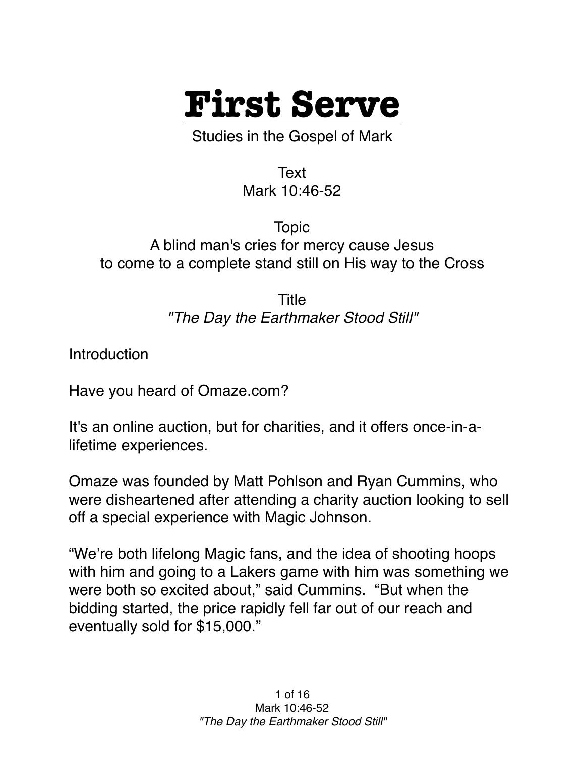# First Serve

Studies in the Gospel of Mark

Text
Mark 10:46-52

Topic
A blind man's cries for mercy cause Jesus to come to a complete stand still on His way to the Cross

Title
*"The Day the Earthmaker Stood Still"*

Introduction

Have you heard of Omaze.com?

It's an online auction, but for charities, and it offers once-in-a-lifetime experiences.

Omaze was founded by Matt Pohlson and Ryan Cummins, who were disheartened after attending a charity auction looking to sell off a special experience with Magic Johnson.

“We’re both lifelong Magic fans, and the idea of shooting hoops with him and going to a Lakers game with him was something we were both so excited about,” said Cummins. “But when the bidding started, the price rapidly fell far out of our reach and eventually sold for $15,000.”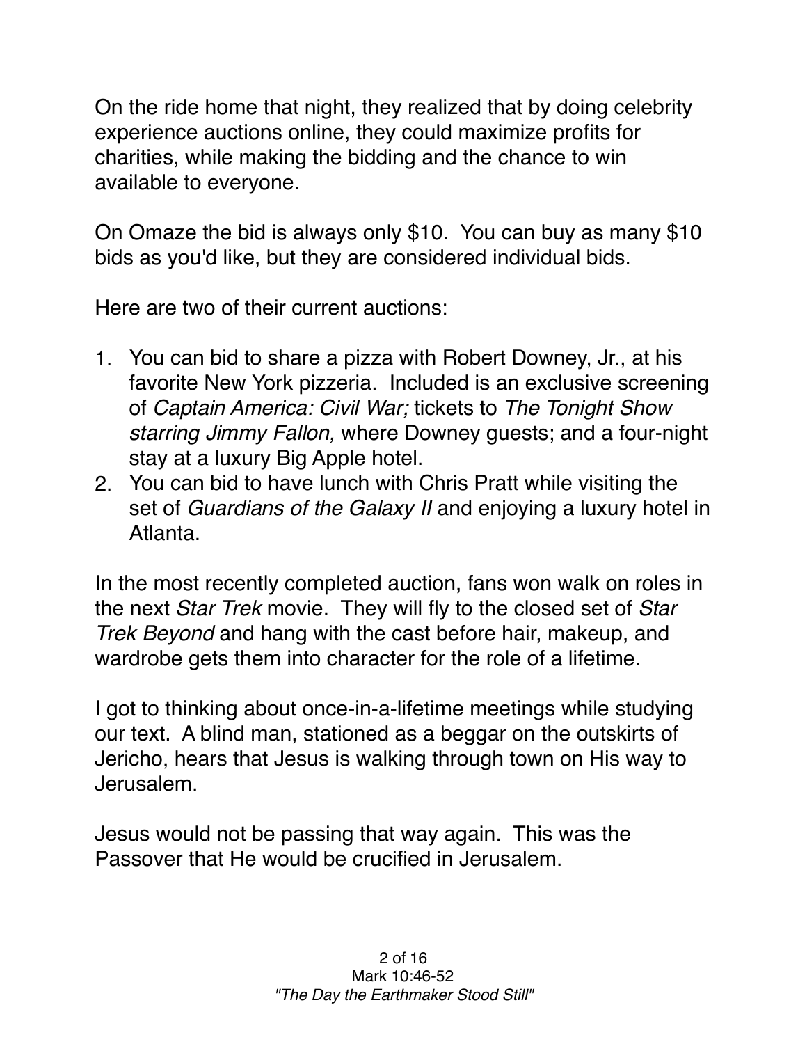On the ride home that night, they realized that by doing celebrity experience auctions online, they could maximize profits for charities, while making the bidding and the chance to win available to everyone.

On Omaze the bid is always only $10. You can buy as many $10 bids as you'd like, but they are considered individual bids.

Here are two of their current auctions:

1. You can bid to share a pizza with Robert Downey, Jr., at his favorite New York pizzeria. Included is an exclusive screening of *Captain America: Civil War;* tickets to *The Tonight Show starring Jimmy Fallon,* where Downey guests; and a four-night stay at a luxury Big Apple hotel.
2. You can bid to have lunch with Chris Pratt while visiting the set of *Guardians of the Galaxy II* and enjoying a luxury hotel in Atlanta.

In the most recently completed auction, fans won walk on roles in the next *Star Trek* movie. They will fly to the closed set of *Star Trek Beyond* and hang with the cast before hair, makeup, and wardrobe gets them into character for the role of a lifetime.

I got to thinking about once-in-a-lifetime meetings while studying our text. A blind man, stationed as a beggar on the outskirts of Jericho, hears that Jesus is walking through town on His way to Jerusalem.

Jesus would not be passing that way again. This was the Passover that He would be crucified in Jerusalem.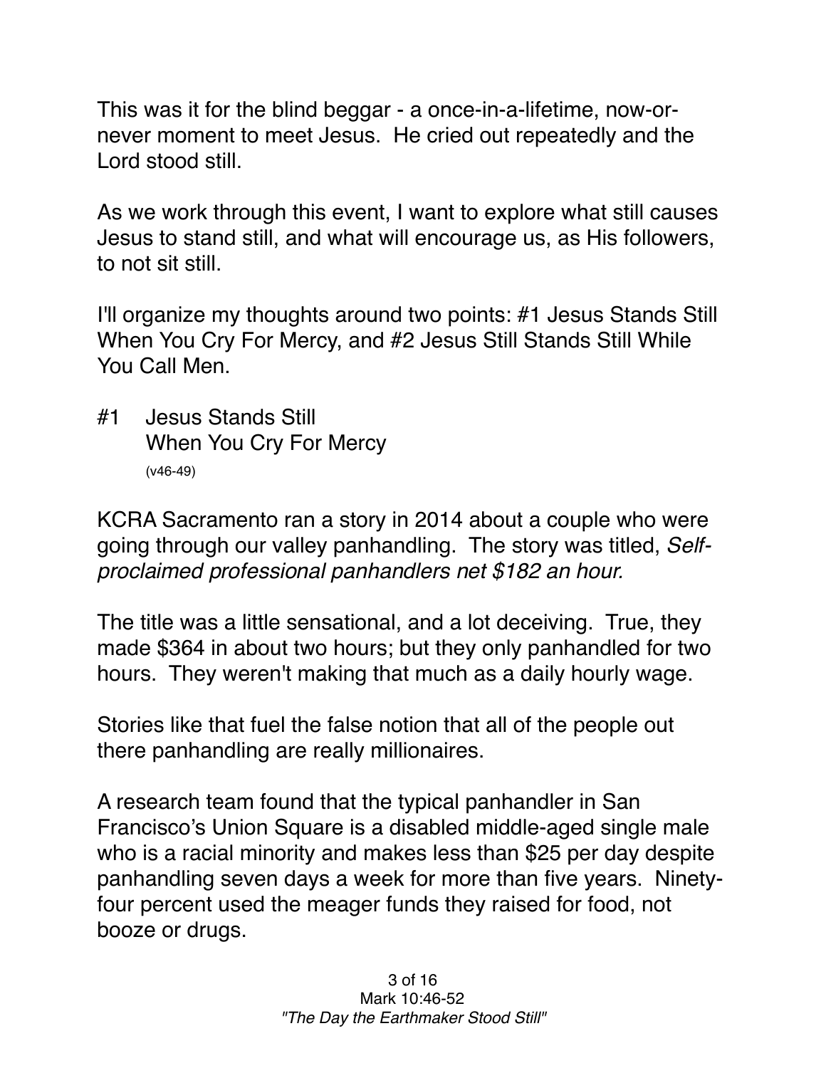This was it for the blind beggar - a once-in-a-lifetime, now-or-never moment to meet Jesus. He cried out repeatedly and the Lord stood still.

As we work through this event, I want to explore what still causes Jesus to stand still, and what will encourage us, as His followers, to not sit still.

I'll organize my thoughts around two points: #1 Jesus Stands Still When You Cry For Mercy, and #2 Jesus Still Stands Still While You Call Men.

## #1 Jesus Stands Still When You Cry For Mercy

(v46-49)

KCRA Sacramento ran a story in 2014 about a couple who were going through our valley panhandling. The story was titled, *Self-proclaimed professional panhandlers net $182 an hour.*

The title was a little sensational, and a lot deceiving. True, they made $364 in about two hours; but they only panhandled for two hours. They weren't making that much as a daily hourly wage.

Stories like that fuel the false notion that all of the people out there panhandling are really millionaires.

A research team found that the typical panhandler in San Francisco's Union Square is a disabled middle-aged single male who is a racial minority and makes less than $25 per day despite panhandling seven days a week for more than five years. Ninety-four percent used the meager funds they raised for food, not booze or drugs.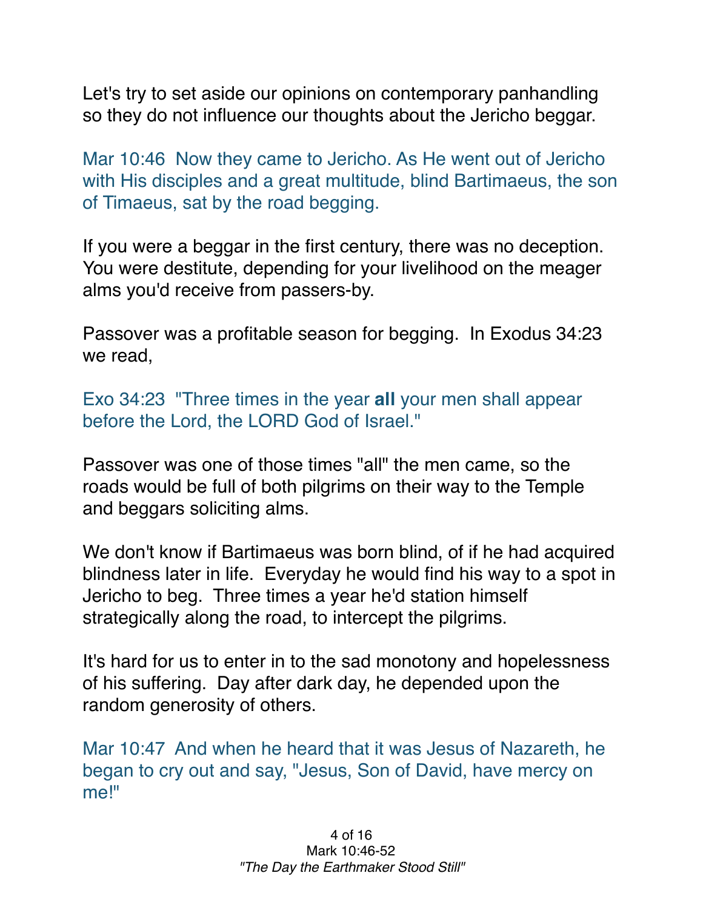Let's try to set aside our opinions on contemporary panhandling so they do not influence our thoughts about the Jericho beggar.

Mar 10:46  Now they came to Jericho. As He went out of Jericho with His disciples and a great multitude, blind Bartimaeus, the son of Timaeus, sat by the road begging.

If you were a beggar in the first century, there was no deception. You were destitute, depending for your livelihood on the meager alms you'd receive from passers-by.

Passover was a profitable season for begging.  In Exodus 34:23 we read,

Exo 34:23  "Three times in the year **all** your men shall appear before the Lord, the LORD God of Israel."

Passover was one of those times "all" the men came, so the roads would be full of both pilgrims on their way to the Temple and beggars soliciting alms.

We don't know if Bartimaeus was born blind, of if he had acquired blindness later in life.  Everyday he would find his way to a spot in Jericho to beg.  Three times a year he'd station himself strategically along the road, to intercept the pilgrims.

It's hard for us to enter in to the sad monotony and hopelessness of his suffering.  Day after dark day, he depended upon the random generosity of others.

Mar 10:47  And when he heard that it was Jesus of Nazareth, he began to cry out and say, "Jesus, Son of David, have mercy on me!"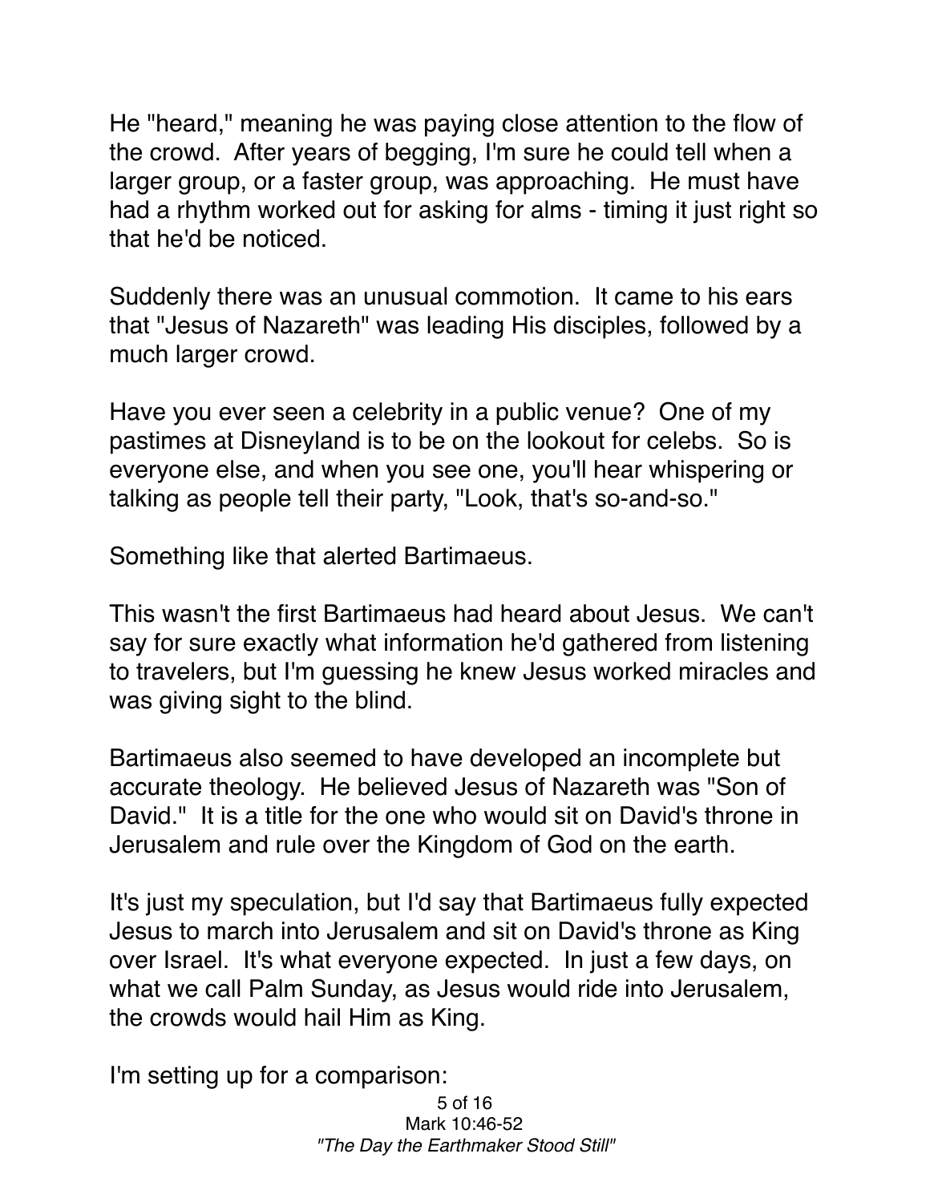He "heard," meaning he was paying close attention to the flow of the crowd. After years of begging, I'm sure he could tell when a larger group, or a faster group, was approaching. He must have had a rhythm worked out for asking for alms - timing it just right so that he'd be noticed.

Suddenly there was an unusual commotion. It came to his ears that "Jesus of Nazareth" was leading His disciples, followed by a much larger crowd.

Have you ever seen a celebrity in a public venue? One of my pastimes at Disneyland is to be on the lookout for celebs. So is everyone else, and when you see one, you'll hear whispering or talking as people tell their party, "Look, that's so-and-so."

Something like that alerted Bartimaeus.

This wasn't the first Bartimaeus had heard about Jesus. We can't say for sure exactly what information he'd gathered from listening to travelers, but I'm guessing he knew Jesus worked miracles and was giving sight to the blind.

Bartimaeus also seemed to have developed an incomplete but accurate theology. He believed Jesus of Nazareth was "Son of David." It is a title for the one who would sit on David's throne in Jerusalem and rule over the Kingdom of God on the earth.

It's just my speculation, but I'd say that Bartimaeus fully expected Jesus to march into Jerusalem and sit on David's throne as King over Israel. It's what everyone expected. In just a few days, on what we call Palm Sunday, as Jesus would ride into Jerusalem, the crowds would hail Him as King.

I'm setting up for a comparison: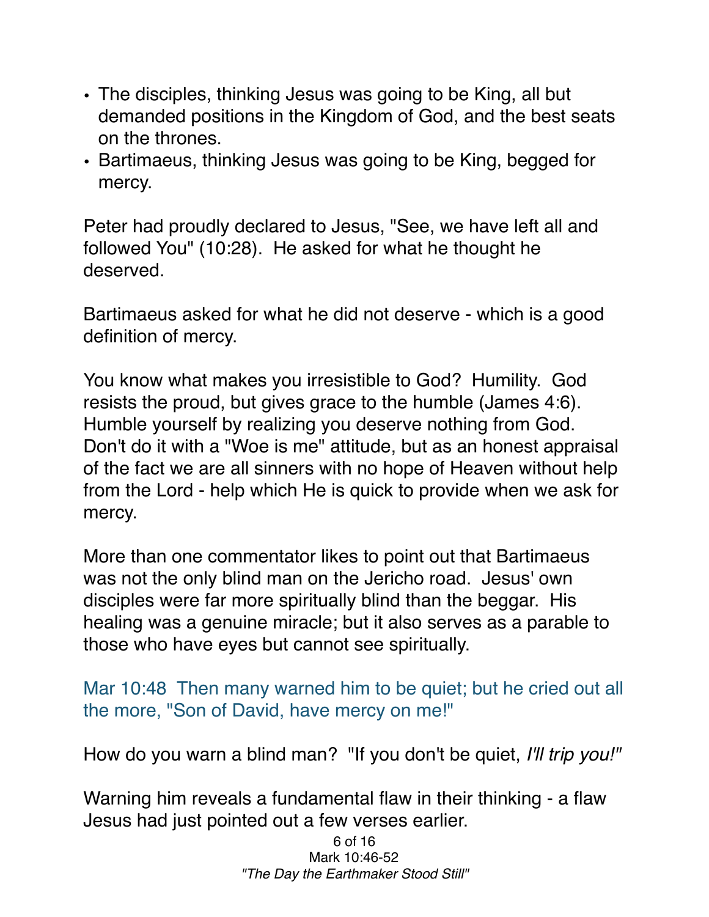- The disciples, thinking Jesus was going to be King, all but demanded positions in the Kingdom of God, and the best seats on the thrones.
- Bartimaeus, thinking Jesus was going to be King, begged for mercy.

Peter had proudly declared to Jesus, "See, we have left all and followed You" (10:28). He asked for what he thought he deserved.

Bartimaeus asked for what he did not deserve - which is a good definition of mercy.

You know what makes you irresistible to God? Humility. God resists the proud, but gives grace to the humble (James 4:6). Humble yourself by realizing you deserve nothing from God. Don't do it with a "Woe is me" attitude, but as an honest appraisal of the fact we are all sinners with no hope of Heaven without help from the Lord - help which He is quick to provide when we ask for mercy.

More than one commentator likes to point out that Bartimaeus was not the only blind man on the Jericho road. Jesus' own disciples were far more spiritually blind than the beggar. His healing was a genuine miracle; but it also serves as a parable to those who have eyes but cannot see spiritually.

Mar 10:48 Then many warned him to be quiet; but he cried out all the more, "Son of David, have mercy on me!"

How do you warn a blind man? "If you don't be quiet, *I'll trip you!"*

Warning him reveals a fundamental flaw in their thinking - a flaw Jesus had just pointed out a few verses earlier.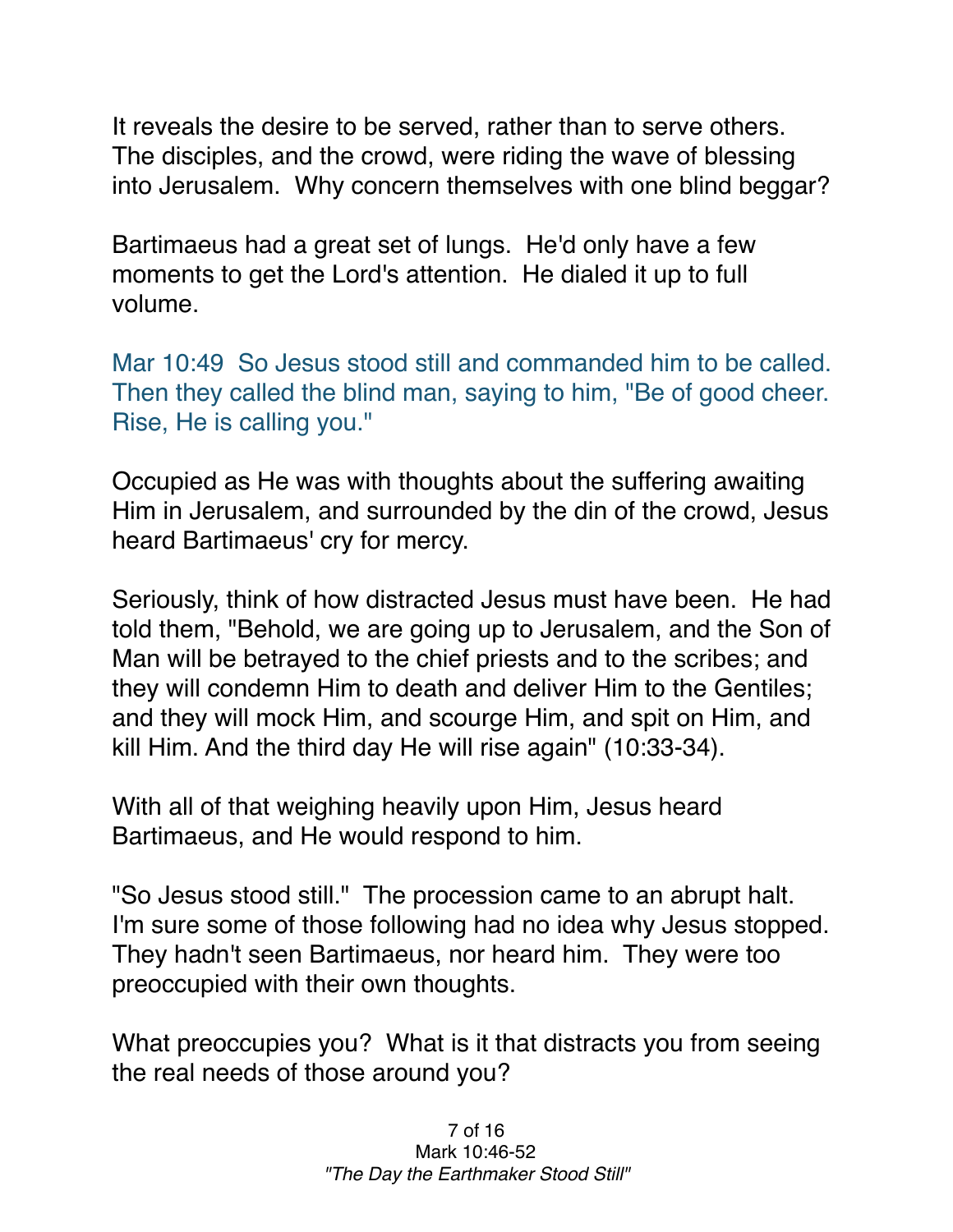It reveals the desire to be served, rather than to serve others. The disciples, and the crowd, were riding the wave of blessing into Jerusalem. Why concern themselves with one blind beggar?

Bartimaeus had a great set of lungs. He'd only have a few moments to get the Lord's attention. He dialed it up to full volume.

Mar 10:49 So Jesus stood still and commanded him to be called. Then they called the blind man, saying to him, "Be of good cheer. Rise, He is calling you."

Occupied as He was with thoughts about the suffering awaiting Him in Jerusalem, and surrounded by the din of the crowd, Jesus heard Bartimaeus' cry for mercy.

Seriously, think of how distracted Jesus must have been. He had told them, "Behold, we are going up to Jerusalem, and the Son of Man will be betrayed to the chief priests and to the scribes; and they will condemn Him to death and deliver Him to the Gentiles; and they will mock Him, and scourge Him, and spit on Him, and kill Him. And the third day He will rise again" (10:33-34).

With all of that weighing heavily upon Him, Jesus heard Bartimaeus, and He would respond to him.

"So Jesus stood still." The procession came to an abrupt halt. I'm sure some of those following had no idea why Jesus stopped. They hadn't seen Bartimaeus, nor heard him. They were too preoccupied with their own thoughts.

What preoccupies you? What is it that distracts you from seeing the real needs of those around you?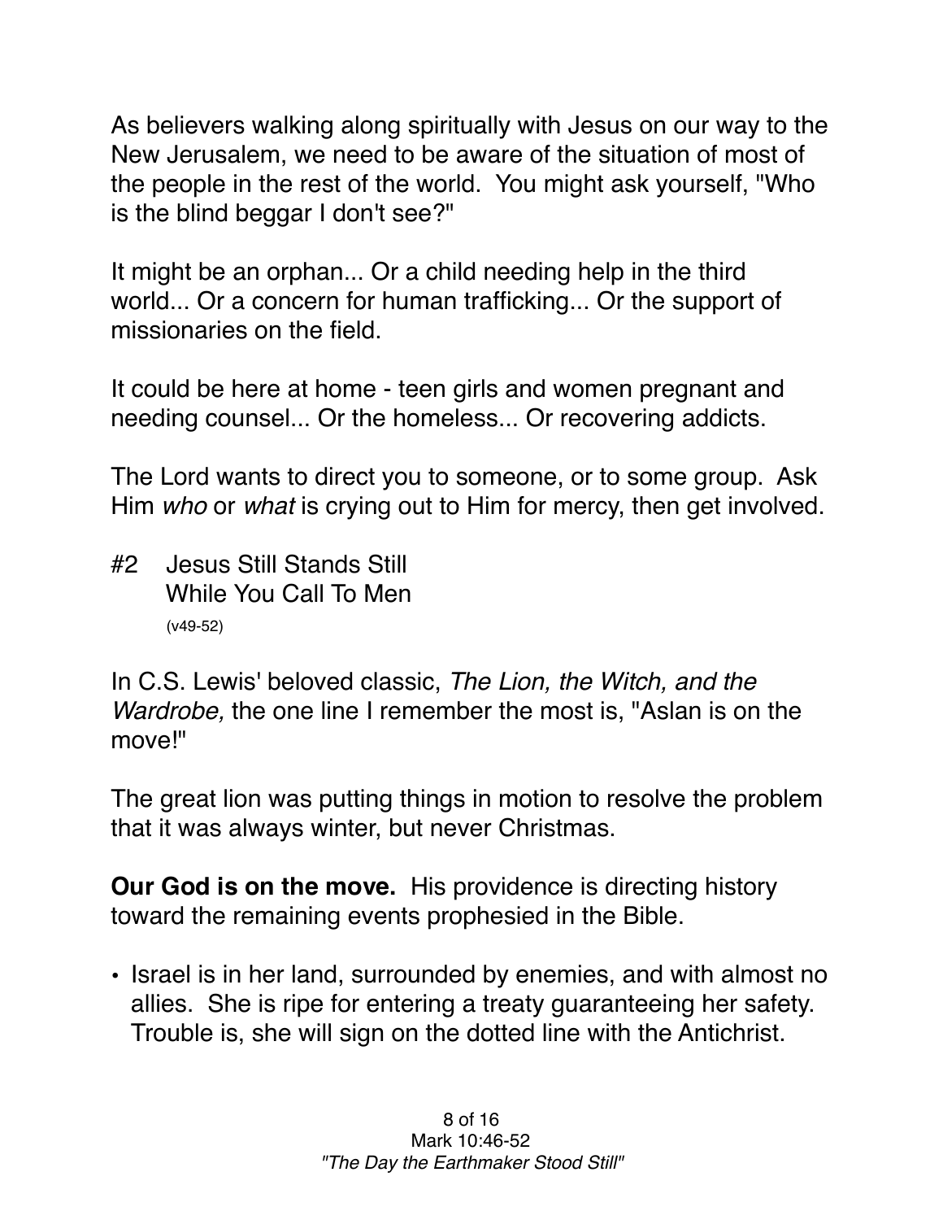As believers walking along spiritually with Jesus on our way to the New Jerusalem, we need to be aware of the situation of most of the people in the rest of the world. You might ask yourself, "Who is the blind beggar I don't see?"

It might be an orphan... Or a child needing help in the third world... Or a concern for human trafficking... Or the support of missionaries on the field.

It could be here at home - teen girls and women pregnant and needing counsel... Or the homeless... Or recovering addicts.

The Lord wants to direct you to someone, or to some group. Ask Him *who* or *what* is crying out to Him for mercy, then get involved.

#2 Jesus Still Stands Still
While You Call To Men
(v49-52)

In C.S. Lewis' beloved classic, *The Lion, the Witch, and the Wardrobe,* the one line I remember the most is, "Aslan is on the move!"

The great lion was putting things in motion to resolve the problem that it was always winter, but never Christmas.

**Our God is on the move.** His providence is directing history toward the remaining events prophesied in the Bible.

- Israel is in her land, surrounded by enemies, and with almost no allies. She is ripe for entering a treaty guaranteeing her safety. Trouble is, she will sign on the dotted line with the Antichrist.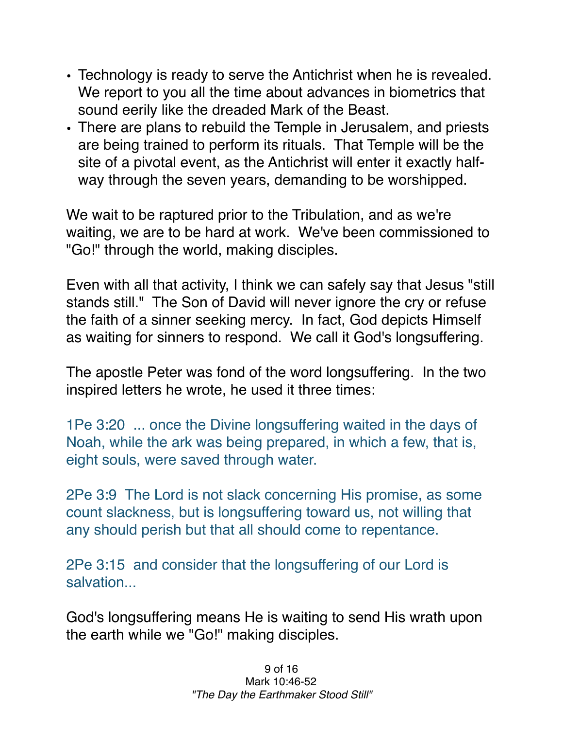- Technology is ready to serve the Antichrist when he is revealed. We report to you all the time about advances in biometrics that sound eerily like the dreaded Mark of the Beast.
- There are plans to rebuild the Temple in Jerusalem, and priests are being trained to perform its rituals. That Temple will be the site of a pivotal event, as the Antichrist will enter it exactly half-way through the seven years, demanding to be worshipped.

We wait to be raptured prior to the Tribulation, and as we're waiting, we are to be hard at work. We've been commissioned to "Go!" through the world, making disciples.

Even with all that activity, I think we can safely say that Jesus "still stands still." The Son of David will never ignore the cry or refuse the faith of a sinner seeking mercy. In fact, God depicts Himself as waiting for sinners to respond. We call it God's longsuffering.

The apostle Peter was fond of the word longsuffering. In the two inspired letters he wrote, he used it three times:

1Pe 3:20 ... once the Divine longsuffering waited in the days of Noah, while the ark was being prepared, in which a few, that is, eight souls, were saved through water.

2Pe 3:9 The Lord is not slack concerning His promise, as some count slackness, but is longsuffering toward us, not willing that any should perish but that all should come to repentance.

2Pe 3:15 and consider that the longsuffering of our Lord is salvation...

God's longsuffering means He is waiting to send His wrath upon the earth while we "Go!" making disciples.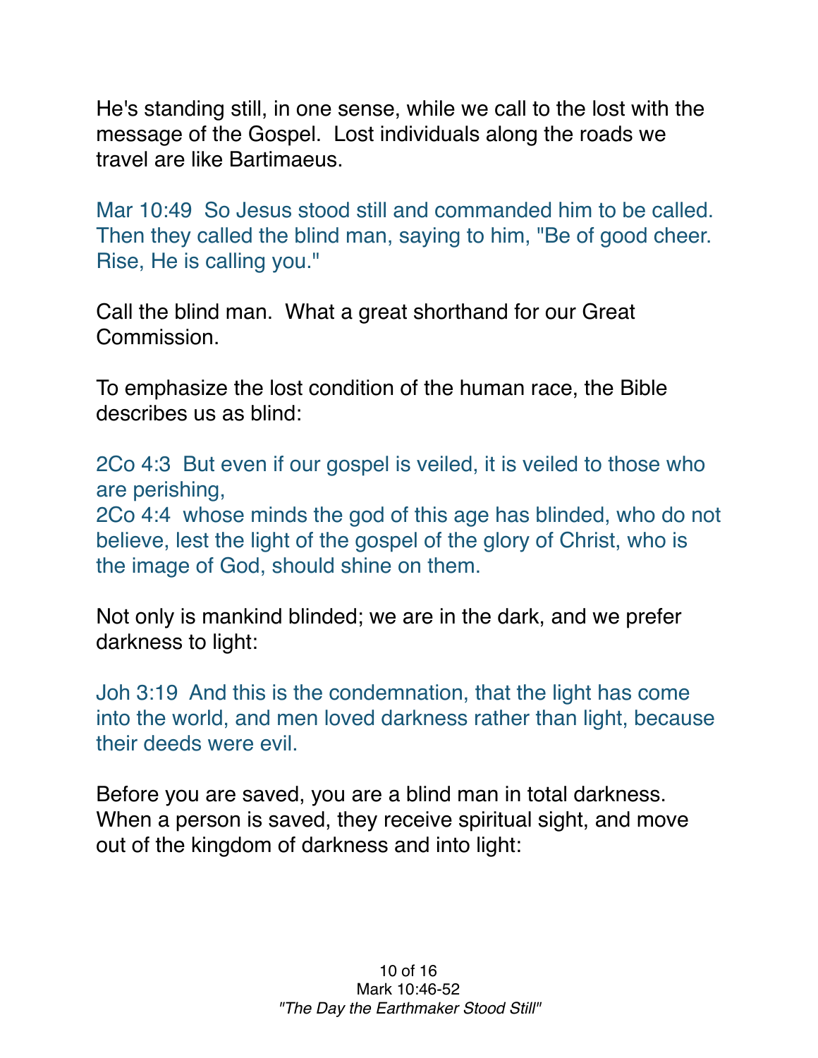He's standing still, in one sense, while we call to the lost with the message of the Gospel. Lost individuals along the roads we travel are like Bartimaeus.

Mar 10:49 So Jesus stood still and commanded him to be called. Then they called the blind man, saying to him, "Be of good cheer. Rise, He is calling you."

Call the blind man. What a great shorthand for our Great Commission.

To emphasize the lost condition of the human race, the Bible describes us as blind:

2Co 4:3 But even if our gospel is veiled, it is veiled to those who are perishing,
2Co 4:4 whose minds the god of this age has blinded, who do not believe, lest the light of the gospel of the glory of Christ, who is the image of God, should shine on them.

Not only is mankind blinded; we are in the dark, and we prefer darkness to light:

Joh 3:19 And this is the condemnation, that the light has come into the world, and men loved darkness rather than light, because their deeds were evil.

Before you are saved, you are a blind man in total darkness. When a person is saved, they receive spiritual sight, and move out of the kingdom of darkness and into light: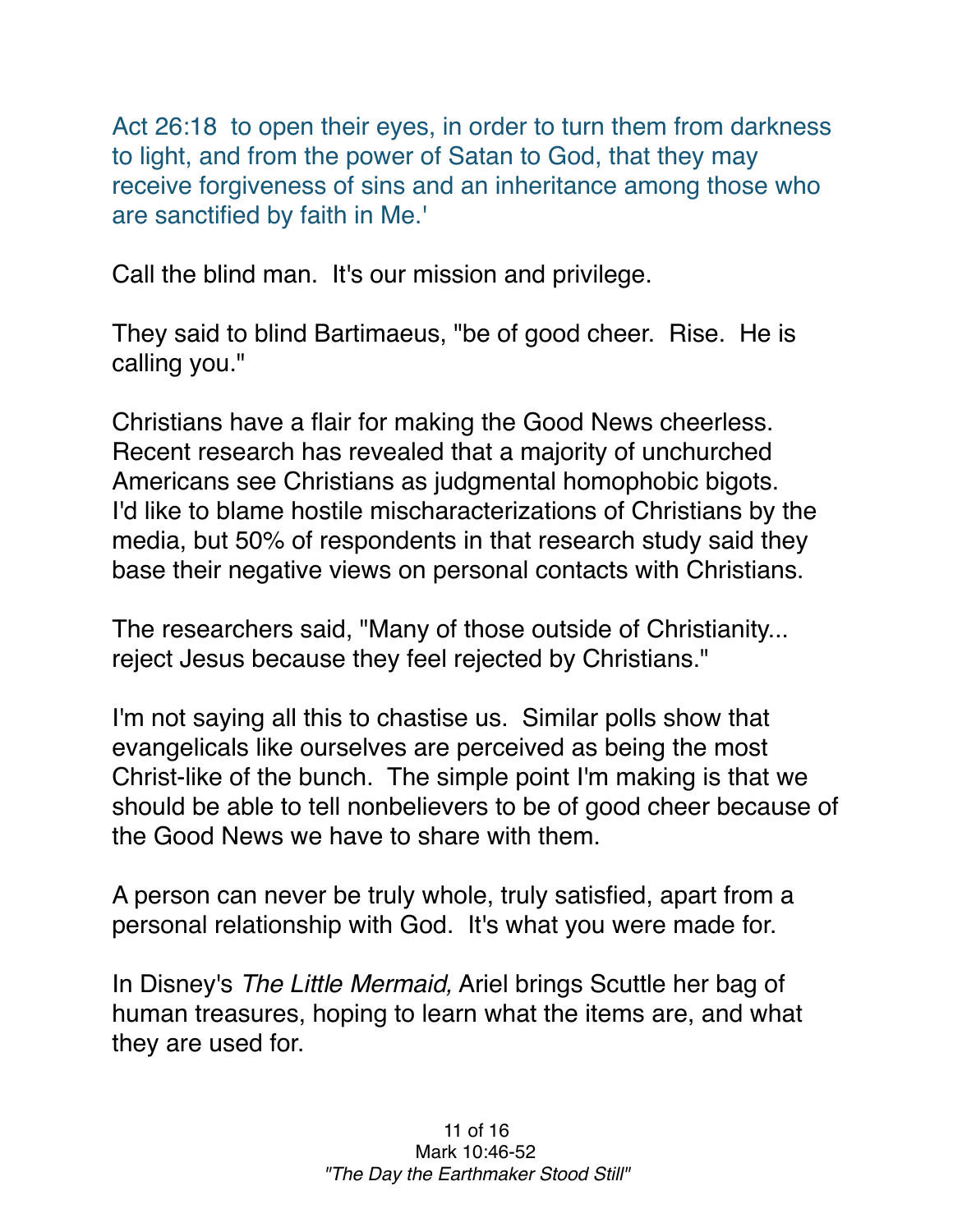Act 26:18 to open their eyes, in order to turn them from darkness to light, and from the power of Satan to God, that they may receive forgiveness of sins and an inheritance among those who are sanctified by faith in Me.'

Call the blind man. It's our mission and privilege.

They said to blind Bartimaeus, "be of good cheer. Rise. He is calling you."

Christians have a flair for making the Good News cheerless. Recent research has revealed that a majority of unchurched Americans see Christians as judgmental homophobic bigots. I'd like to blame hostile mischaracterizations of Christians by the media, but 50% of respondents in that research study said they base their negative views on personal contacts with Christians.

The researchers said, "Many of those outside of Christianity... reject Jesus because they feel rejected by Christians."

I'm not saying all this to chastise us. Similar polls show that evangelicals like ourselves are perceived as being the most Christ-like of the bunch. The simple point I'm making is that we should be able to tell nonbelievers to be of good cheer because of the Good News we have to share with them.

A person can never be truly whole, truly satisfied, apart from a personal relationship with God. It's what you were made for.

In Disney's *The Little Mermaid,* Ariel brings Scuttle her bag of human treasures, hoping to learn what the items are, and what they are used for.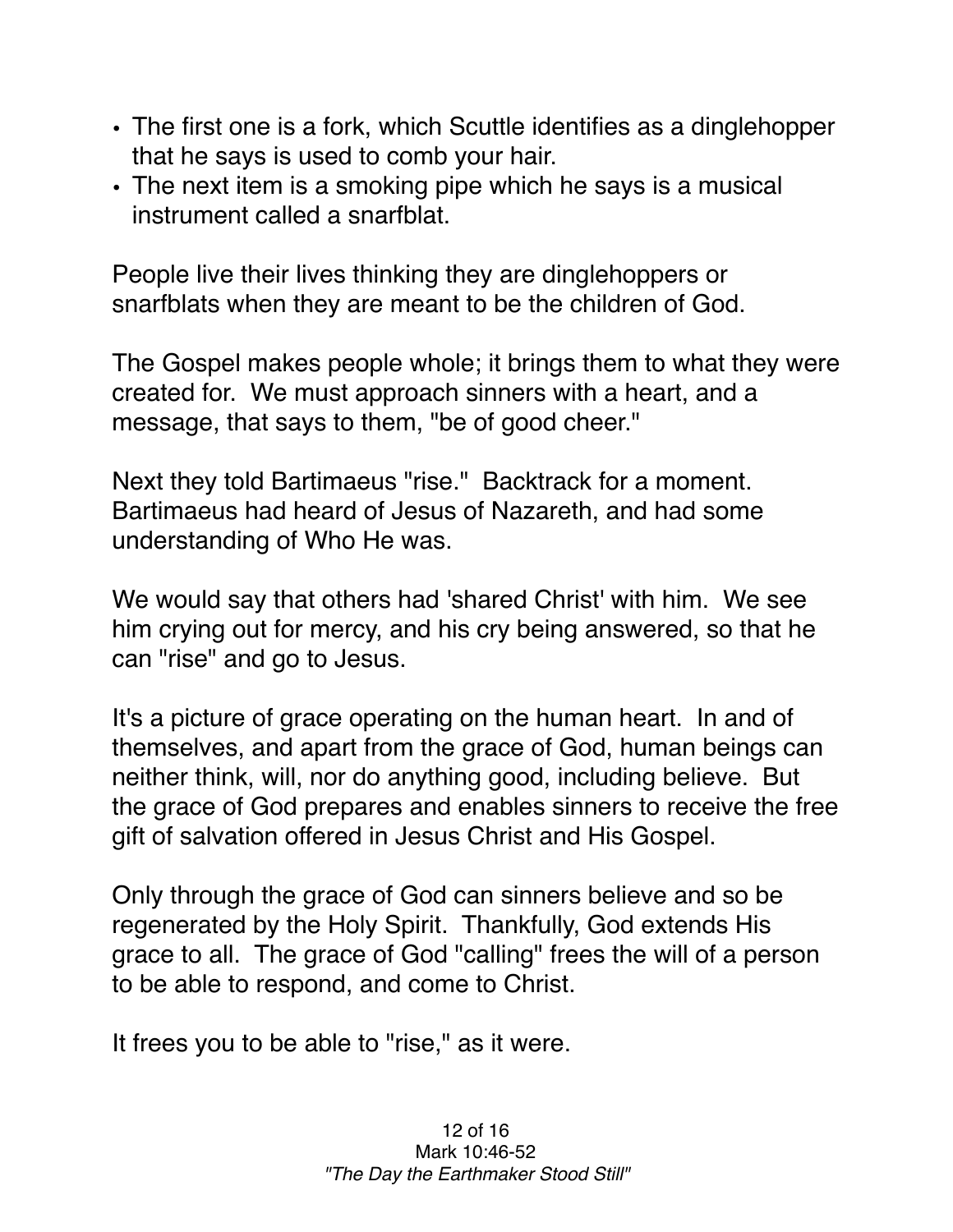- The first one is a fork, which Scuttle identifies as a dinglehopper that he says is used to comb your hair.
- The next item is a smoking pipe which he says is a musical instrument called a snarfblat.

People live their lives thinking they are dinglehoppers or snarfblats when they are meant to be the children of God.

The Gospel makes people whole; it brings them to what they were created for. We must approach sinners with a heart, and a message, that says to them, "be of good cheer."

Next they told Bartimaeus "rise." Backtrack for a moment. Bartimaeus had heard of Jesus of Nazareth, and had some understanding of Who He was.

We would say that others had 'shared Christ' with him. We see him crying out for mercy, and his cry being answered, so that he can "rise" and go to Jesus.

It's a picture of grace operating on the human heart. In and of themselves, and apart from the grace of God, human beings can neither think, will, nor do anything good, including believe. But the grace of God prepares and enables sinners to receive the free gift of salvation offered in Jesus Christ and His Gospel.

Only through the grace of God can sinners believe and so be regenerated by the Holy Spirit. Thankfully, God extends His grace to all. The grace of God "calling" frees the will of a person to be able to respond, and come to Christ.

It frees you to be able to "rise," as it were.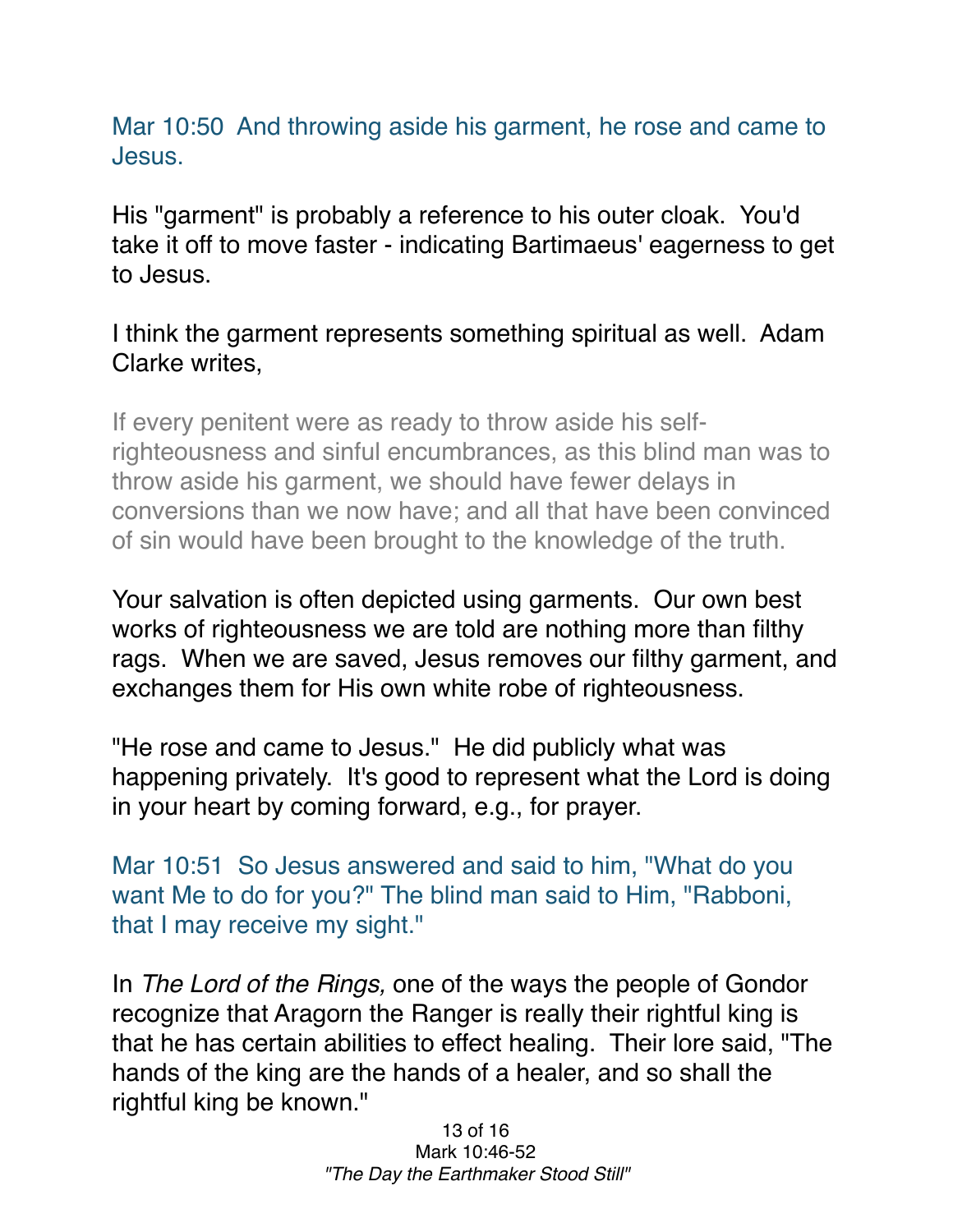Mar 10:50  And throwing aside his garment, he rose and came to Jesus.

His "garment" is probably a reference to his outer cloak.  You'd take it off to move faster - indicating Bartimaeus' eagerness to get to Jesus.

I think the garment represents something spiritual as well.  Adam Clarke writes,

> If every penitent were as ready to throw aside his self-righteousness and sinful encumbrances, as this blind man was to throw aside his garment, we should have fewer delays in conversions than we now have; and all that have been convinced of sin would have been brought to the knowledge of the truth.

Your salvation is often depicted using garments.  Our own best works of righteousness we are told are nothing more than filthy rags.  When we are saved, Jesus removes our filthy garment, and exchanges them for His own white robe of righteousness.

"He rose and came to Jesus."  He did publicly what was happening privately.  It's good to represent what the Lord is doing in your heart by coming forward, e.g., for prayer.

Mar 10:51  So Jesus answered and said to him, "What do you want Me to do for you?" The blind man said to Him, "Rabboni, that I may receive my sight."

In *The Lord of the Rings,* one of the ways the people of Gondor recognize that Aragorn the Ranger is really their rightful king is that he has certain abilities to effect healing.  Their lore said, "The hands of the king are the hands of a healer, and so shall the rightful king be known."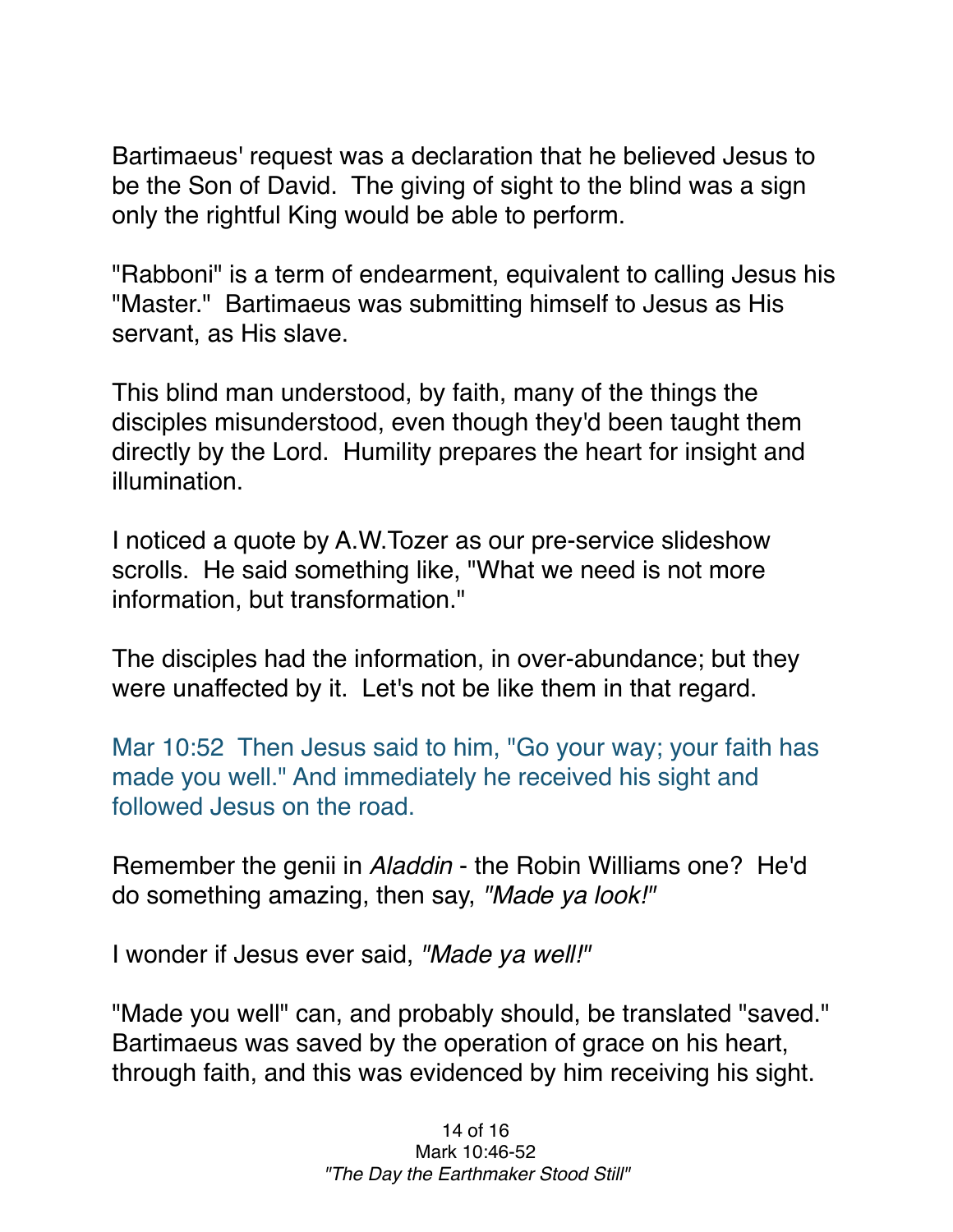Bartimaeus' request was a declaration that he believed Jesus to be the Son of David. The giving of sight to the blind was a sign only the rightful King would be able to perform.

"Rabboni" is a term of endearment, equivalent to calling Jesus his "Master." Bartimaeus was submitting himself to Jesus as His servant, as His slave.

This blind man understood, by faith, many of the things the disciples misunderstood, even though they'd been taught them directly by the Lord. Humility prepares the heart for insight and illumination.

I noticed a quote by A.W.Tozer as our pre-service slideshow scrolls. He said something like, "What we need is not more information, but transformation."

The disciples had the information, in over-abundance; but they were unaffected by it. Let's not be like them in that regard.

Mar 10:52 Then Jesus said to him, "Go your way; your faith has made you well." And immediately he received his sight and followed Jesus on the road.

Remember the genii in *Aladdin* - the Robin Williams one? He'd do something amazing, then say, *"Made ya look!"*

I wonder if Jesus ever said, *"Made ya well!"*

"Made you well" can, and probably should, be translated "saved." Bartimaeus was saved by the operation of grace on his heart, through faith, and this was evidenced by him receiving his sight.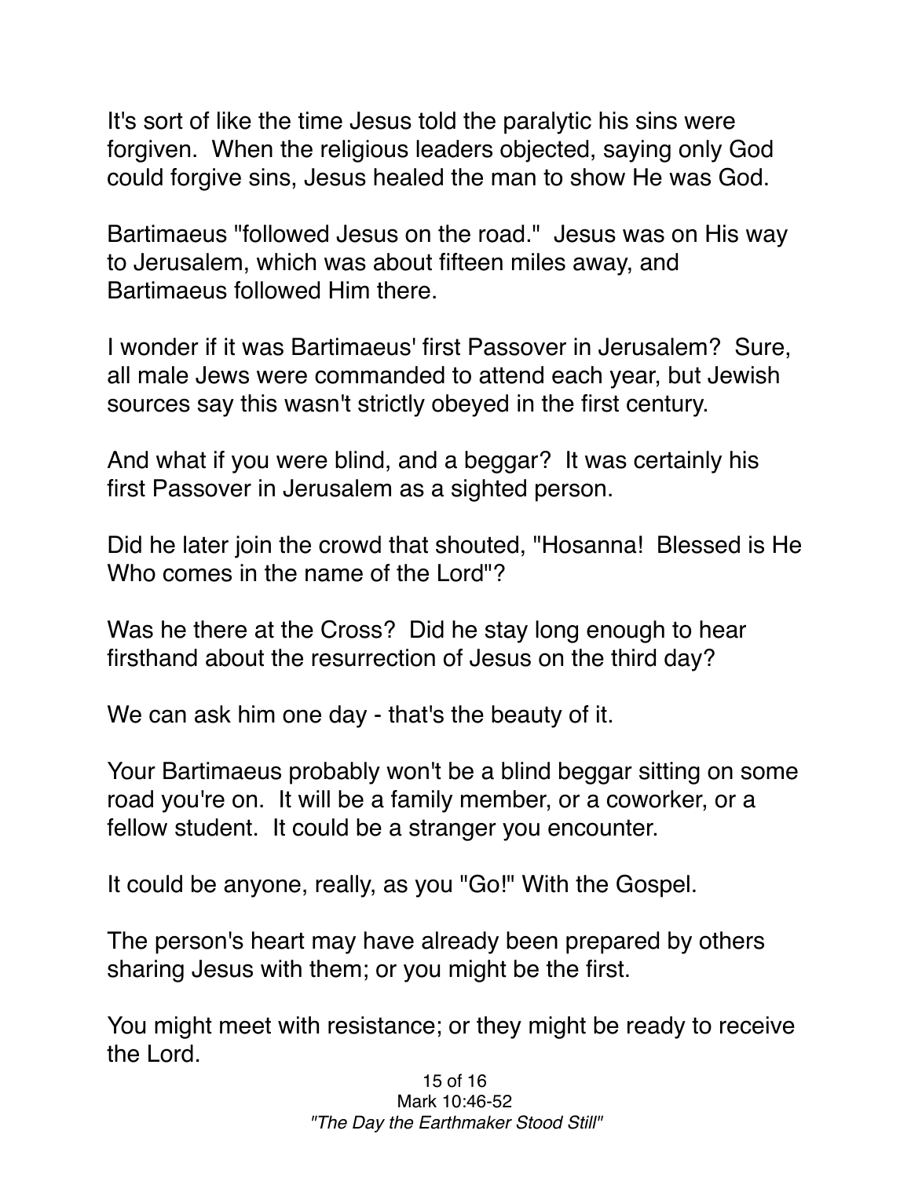It's sort of like the time Jesus told the paralytic his sins were forgiven. When the religious leaders objected, saying only God could forgive sins, Jesus healed the man to show He was God.

Bartimaeus "followed Jesus on the road." Jesus was on His way to Jerusalem, which was about fifteen miles away, and Bartimaeus followed Him there.

I wonder if it was Bartimaeus' first Passover in Jerusalem? Sure, all male Jews were commanded to attend each year, but Jewish sources say this wasn't strictly obeyed in the first century.

And what if you were blind, and a beggar? It was certainly his first Passover in Jerusalem as a sighted person.

Did he later join the crowd that shouted, "Hosanna! Blessed is He Who comes in the name of the Lord"?

Was he there at the Cross? Did he stay long enough to hear firsthand about the resurrection of Jesus on the third day?

We can ask him one day - that's the beauty of it.

Your Bartimaeus probably won't be a blind beggar sitting on some road you're on. It will be a family member, or a coworker, or a fellow student. It could be a stranger you encounter.

It could be anyone, really, as you "Go!" With the Gospel.

The person's heart may have already been prepared by others sharing Jesus with them; or you might be the first.

You might meet with resistance; or they might be ready to receive the Lord.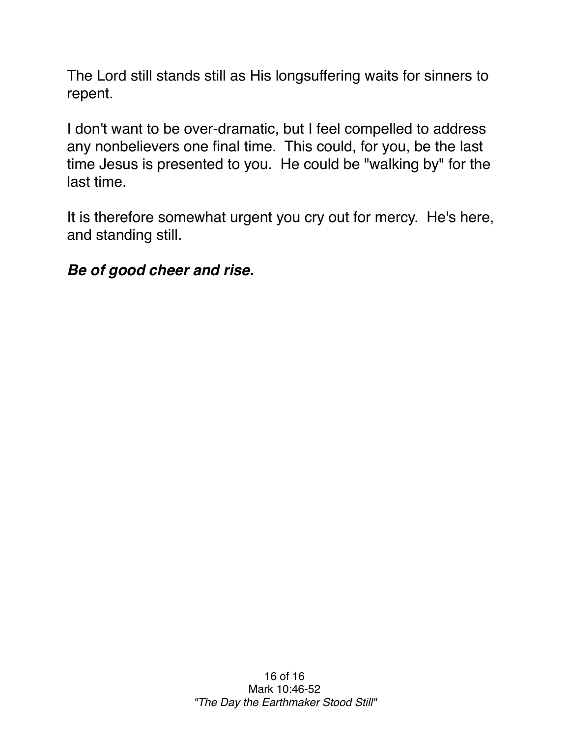The Lord still stands still as His longsuffering waits for sinners to repent.

I don't want to be over-dramatic, but I feel compelled to address any nonbelievers one final time. This could, for you, be the last time Jesus is presented to you. He could be "walking by" for the last time.

It is therefore somewhat urgent you cry out for mercy. He's here, and standing still.

***Be of good cheer and rise.***